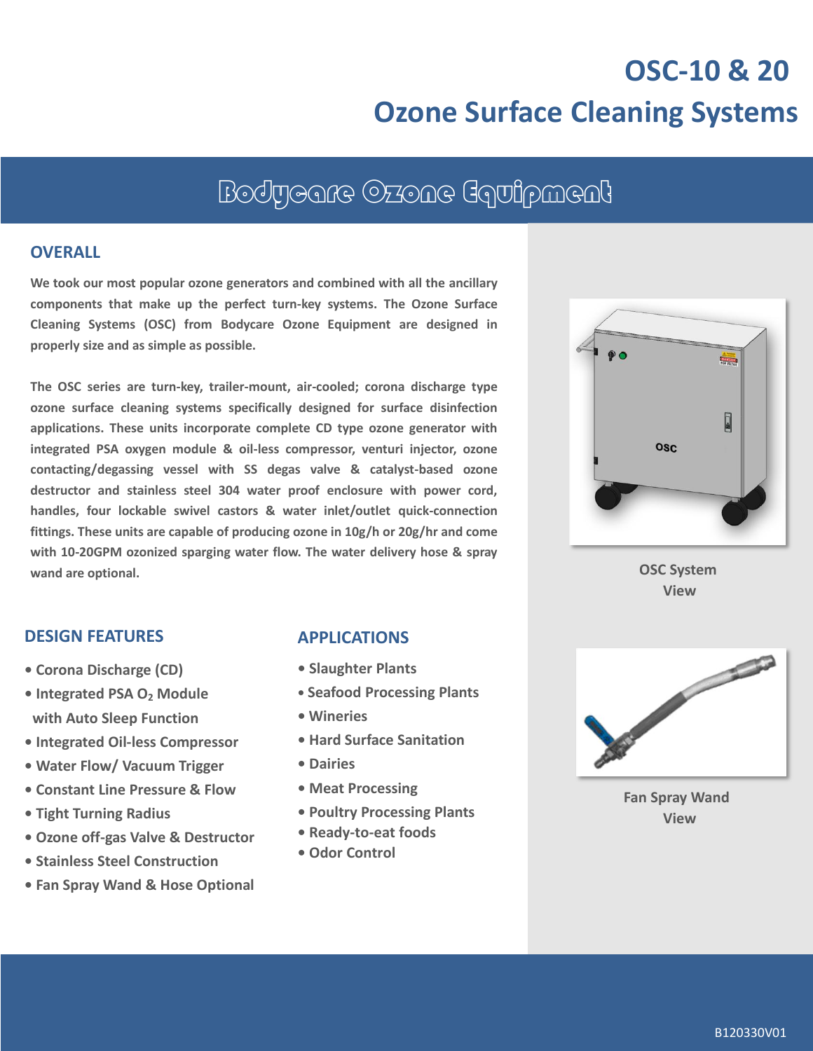# OSC-10 & 20

# Ozone Surface Cleaning Systems

## Bodycare Ozone Equipment

### OVERALL

**We took our most popular ozone generators and combined with all the ancillary components that make up the perfect turn-key systems. The Ozone Surface Cleaning Systems (OSC) from Bodycare Ozone Equipment are designed in properly size and as simple as possible.**

**The OSC series are turn-key, trailer-mount, air-cooled; corona discharge type ozone surface cleaning systems specifically designed for surface disinfection applications. These units incorporate complete CD type ozone generator with integrated PSA oxygen module & oil-less compressor, venturi injector, ozone contacting/degassing vessel with SS degas valve & catalyst-based ozone destructor and stainless steel 304 water proof enclosure with power cord, handles, four lockable swivel castors & water inlet/outlet quick-connection fittings. These units are capable of producing ozone in 10g/h or 20g/hr and come with 10-20GPM ozonized sparging water flow. The water delivery hose & spray wand are optional.**

OSC System View

### DESIGN FEATURES

- Corona Discharge (CD)
- Integrated PSA $O_2$ Module with Auto Sleep Function
- Integrated Oil-less Compressor
- Water Flow/ Vacuum Trigger
- Constant Line Pressure & Flow
- Tight Turning Radius
- Ozone off-gas Valve & Destructor
- Stainless Steel Construction
- Fan Spray Wand & Hose Optional

### APPLICATIONS

- Slaughter Plants
- Seafood Processing Plants
- Wineries
- Hard Surface Sanitation
- Dairies
- Meat Processing
- Poultry Processing Plants
- Ready-to-eat foods
- Odor Control

Fan Spray Wand View

B120330V01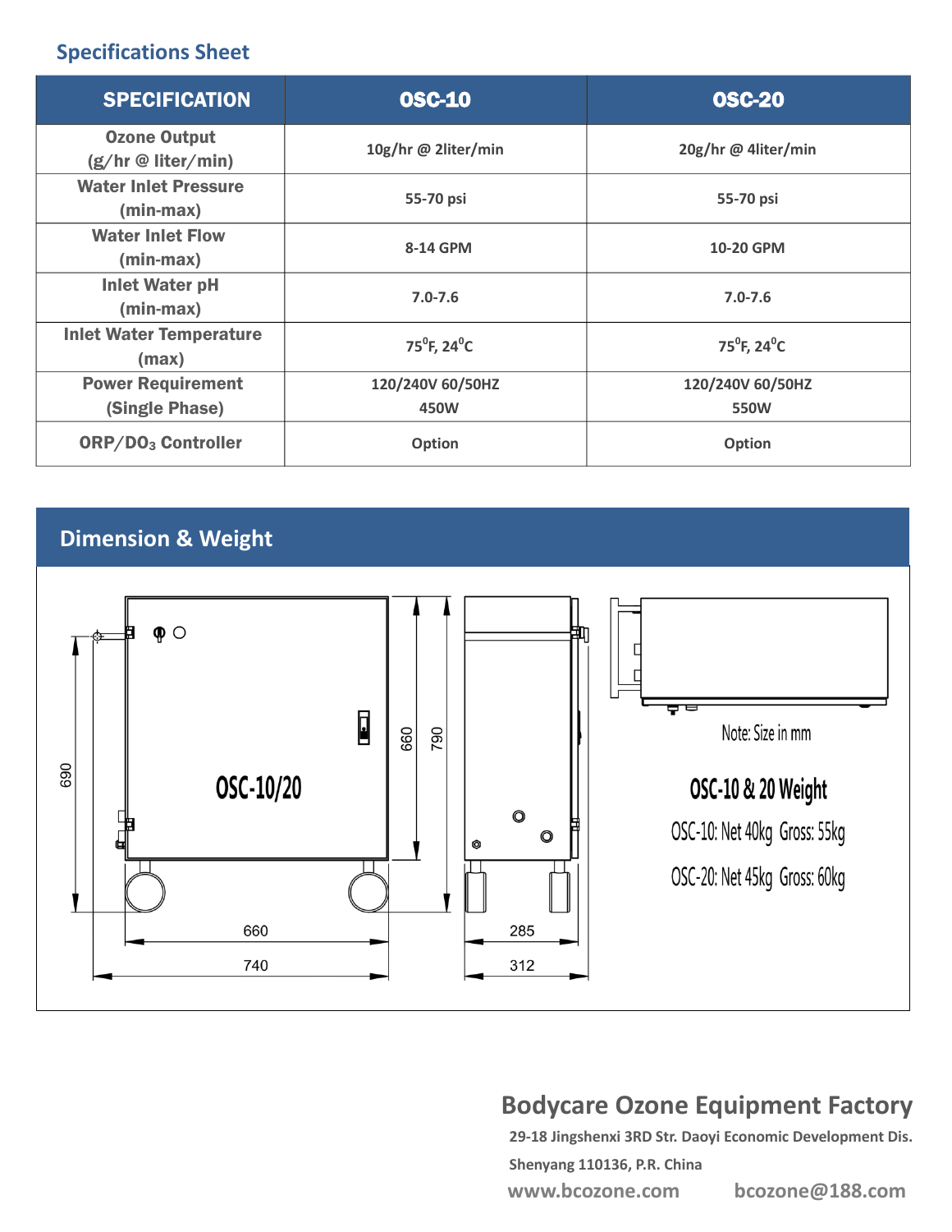## Specifications Sheet

| SPECIFICATION | OSC-10 | OSC-20 |
|---|---|---|
| Ozone Output (g/hr @ liter/min) | 10g/hr @ 2liter/min | 20g/hr @ 4liter/min |
| Water Inlet Pressure (min-max) | 55-70 psi | 55-70 psi |
| Water Inlet Flow (min-max) | 8-14 GPM | 10-20 GPM |
| Inlet Water pH (min-max) | 7.0-7.6 | 7.0-7.6 |
| Inlet Water Temperature (max) | 75°F, 24°C | 75°F, 24°C |
| Power Requirement (Single Phase) | 120/240V 60/50HZ 450W | 120/240V 60/50HZ 550W |
| ORP/$DO_3$ Controller | Option | Option |

## Dimension & Weight

OSC-10/20

690

660

790

660

740

285

312

Note: Size in mm

**OSC-10 & 20 Weight**

OSC-10: Net 40kg Gross: 55kg

OSC-20: Net 45kg Gross: 60kg

**Bodycare Ozone Equipment Factory**

29-18 Jingshenxi 3RD Str. Daoyi Economic Development Dis.

Shenyang 110136, P.R. China

www.bcozone.com bcozone@188.com